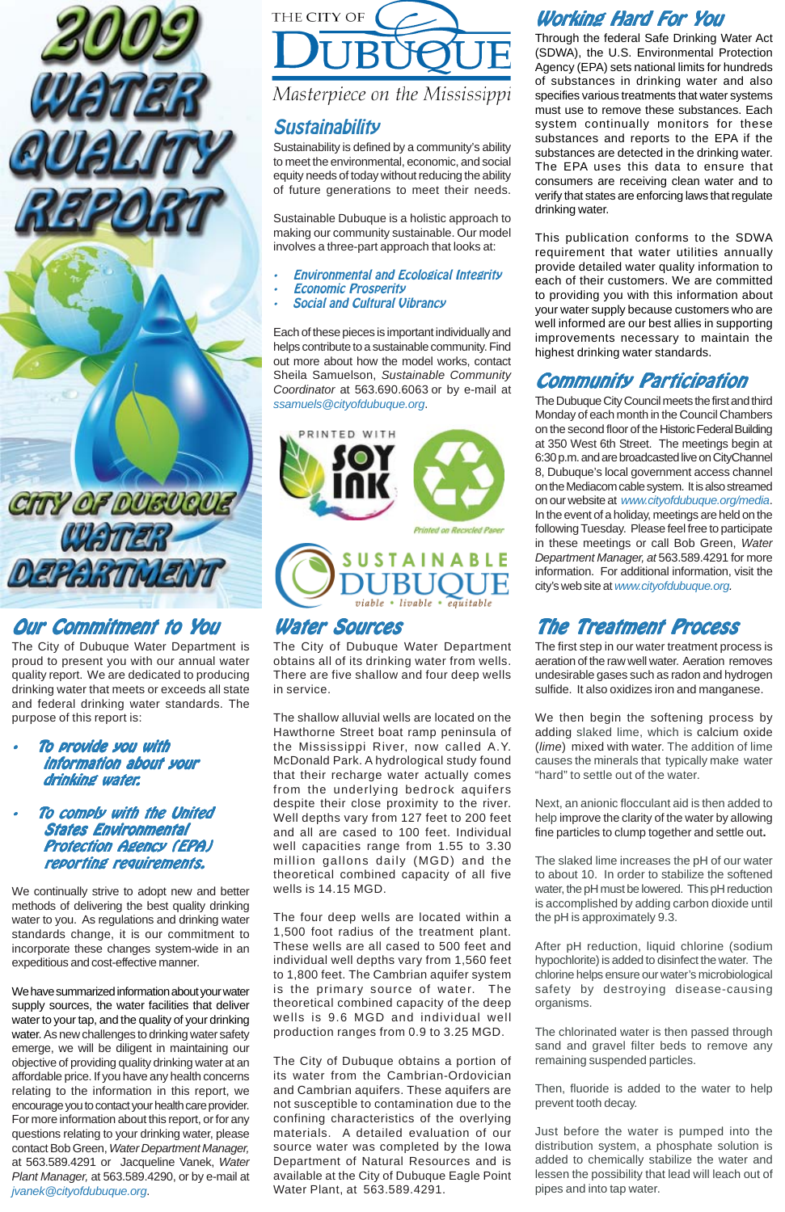# 2009 Water Quality Report

## City of Dubuque Water Department

THE CITY OF DUBUQUE
*Masterpiece on the Mississippi*

## Sustainability

Sustainability is defined by a community's ability to meet the environmental, economic, and social equity needs of today without reducing the ability of future generations to meet their needs.

Sustainable Dubuque is a holistic approach to making our community sustainable. Our model involves a three-part approach that looks at:

- *Environmental and Ecological Integrity*
- *Economic Prosperity*
- *Social and Cultural Vibrancy*

Each of these pieces is important individually and helps contribute to a sustainable community. Find out more about how the model works, contact Sheila Samuelson, *Sustainable Community Coordinator* at 563.690.6063 or by e-mail at *ssamuels@cityofdubuque.org*.

PRINTED WITH SOY INK

Printed on Recycled Paper

SUSTAINABLE DUBUQUE
viable • livable • equitable

## Working Hard For You

Through the federal Safe Drinking Water Act (SDWA), the U.S. Environmental Protection Agency (EPA) sets national limits for hundreds of substances in drinking water and also specifies various treatments that water systems must use to remove these substances. Each system continually monitors for these substances and reports to the EPA if the substances are detected in the drinking water. The EPA uses this data to ensure that consumers are receiving clean water and to verify that states are enforcing laws that regulate drinking water.

This publication conforms to the SDWA requirement that water utilities annually provide detailed water quality information to each of their customers. We are committed to providing you with this information about your water supply because customers who are well informed are our best allies in supporting improvements necessary to maintain the highest drinking water standards.

## Community Participation

The Dubuque City Council meets the first and third Monday of each month in the Council Chambers on the second floor of the Historic Federal Building at 350 West 6th Street. The meetings begin at 6:30 p.m. and are broadcasted live on CityChannel 8, Dubuque's local government access channel on the Mediacom cable system. It is also streamed on our website at *www.cityofdubuque.org/media*. In the event of a holiday, meetings are held on the following Tuesday. Please feel free to participate in these meetings or call Bob Green, *Water Department Manager,* at 563.589.4291 for more information. For additional information, visit the city's web site at *www.cityofdubuque.org*.

## Our Commitment to You

The City of Dubuque Water Department is proud to present you with our annual water quality report. We are dedicated to producing drinking water that meets or exceeds all state and federal drinking water standards. The purpose of this report is:

- ***To provide you with information about your drinking water.***
- ***To comply with the United States Environmental Protection Agency (EPA) reporting requirements.***

We continually strive to adopt new and better methods of delivering the best quality drinking water to you. As regulations and drinking water standards change, it is our commitment to incorporate these changes system-wide in an expeditious and cost-effective manner.

We have summarized information about your water supply sources, the water facilities that deliver water to your tap, and the quality of your drinking water. As new challenges to drinking water safety emerge, we will be diligent in maintaining our objective of providing quality drinking water at an affordable price. If you have any health concerns relating to the information in this report, we encourage you to contact your health care provider. For more information about this report, or for any questions relating to your drinking water, please contact Bob Green, *Water Department Manager,* at 563.589.4291 or Jacqueline Vanek, *Water Plant Manager,* at 563.589.4290, or by e-mail at *jvanek@cityofdubuque.org*.

## Water Sources

The City of Dubuque Water Department obtains all of its drinking water from wells. There are five shallow and four deep wells in service.

The shallow alluvial wells are located on the Hawthorne Street boat ramp peninsula of the Mississippi River, now called A.Y. McDonald Park. A hydrological study found that their recharge water actually comes from the underlying bedrock aquifers despite their close proximity to the river. Well depths vary from 127 feet to 200 feet and all are cased to 100 feet. Individual well capacities range from 1.55 to 3.30 million gallons daily (MGD) and the theoretical combined capacity of all five wells is 14.15 MGD.

The four deep wells are located within a 1,500 foot radius of the treatment plant. These wells are all cased to 500 feet and individual well depths vary from 1,560 feet to 1,800 feet. The Cambrian aquifer system is the primary source of water. The theoretical combined capacity of the deep wells is 9.6 MGD and individual well production ranges from 0.9 to 3.25 MGD.

The City of Dubuque obtains a portion of its water from the Cambrian-Ordovician and Cambrian aquifers. These aquifers are not susceptible to contamination due to the confining characteristics of the overlying materials. A detailed evaluation of our source water was completed by the Iowa Department of Natural Resources and is available at the City of Dubuque Eagle Point Water Plant, at 563.589.4291.

## The Treatment Process

The first step in our water treatment process is aeration of the raw well water. Aeration removes undesirable gases such as radon and hydrogen sulfide. It also oxidizes iron and manganese.

We then begin the softening process by adding slaked lime, which is calcium oxide (*lime*) mixed with water. The addition of lime causes the minerals that typically make water "hard" to settle out of the water.

Next, an anionic flocculant aid is then added to help improve the clarity of the water by allowing fine particles to clump together and settle out**.**

The slaked lime increases the pH of our water to about 10. In order to stabilize the softened water, the pH must be lowered. This pH reduction is accomplished by adding carbon dioxide until the pH is approximately 9.3.

After pH reduction, liquid chlorine (sodium hypochlorite) is added to disinfect the water. The chlorine helps ensure our water's microbiological safety by destroying disease-causing organisms.

The chlorinated water is then passed through sand and gravel filter beds to remove any remaining suspended particles.

Then, fluoride is added to the water to help prevent tooth decay.

Just before the water is pumped into the distribution system, a phosphate solution is added to chemically stabilize the water and lessen the possibility that lead will leach out of pipes and into tap water.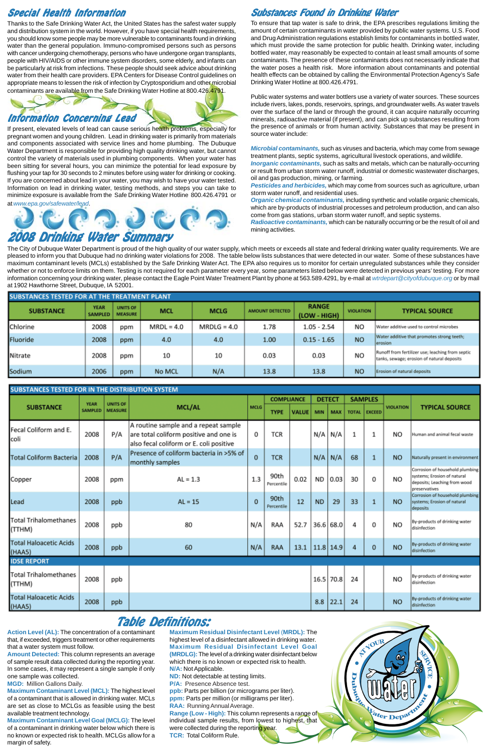## Special Health Information

Thanks to the Safe Drinking Water Act, the United States has the safest water supply and distribution system in the world. However, if you have special health requirements, you should know some people may be more vulnerable to contaminants found in drinking water than the general population. Immuno-compromised persons such as persons with cancer undergoing chemotherapy, persons who have undergone organ transplants, people with HIV/AIDS or other immune system disorders, some elderly, and infants can be particularly at risk from infections. These people should seek advice about drinking water from their health care providers. EPA Centers for Disease Control guidelines on appropriate means to lessen the risk of infection by Cryptosporidium and other microbial contaminants are available from the Safe Drinking Water Hotline at 800.426.4791.

## Information Concerning Lead

If present, elevated levels of lead can cause serious health problems, especially for pregnant women and young children. Lead in drinking water is primarily from materials and components associated with service lines and home plumbing. The Dubuque Water Department is responsible for providing high quality drinking water, but cannot control the variety of materials used in plumbing components. When your water has been sitting for several hours, you can minimize the potential for lead exposure by flushing your tap for 30 seconds to 2 minutes before using water for drinking or cooking. If you are concerned about lead in your water, you may wish to have your water tested. Information on lead in drinking water, testing methods, and steps you can take to minimize exposure is available from the Safe Drinking Water Hotline 800.426.4791 or at *www.epa.gov/safewater/lead*.

## Substances Found in Drinking Water

To ensure that tap water is safe to drink, the EPA prescribes regulations limiting the amount of certain contaminants in water provided by public water systems. U.S. Food and Drug Administration regulations establish limits for contaminants in bottled water, which must provide the same protection for public health. Drinking water, including bottled water, may reasonably be expected to contain at least small amounts of some contaminants. The presence of these contaminants does not necessarily indicate that the water poses a health risk. More information about contaminants and potential health effects can be obtained by calling the Environmental Protection Agency's Safe Drinking Water Hotline at 800.426.4791.

Public water systems and water bottlers use a variety of water sources. These sources include rivers, lakes, ponds, reservoirs, springs, and groundwater wells. As water travels over the surface of the land or through the ground, it can acquire naturally occurring minerals, radioactive material (if present), and can pick up substances resulting from the presence of animals or from human activity. Substances that may be present in source water include:

***Microbial contaminants,*** such as viruses and bacteria, which may come from sewage treatment plants, septic systems, agricultural livestock operations, and wildlife.
***Inorganic contaminants,*** such as salts and metals, which can be naturally-occurring or result from urban storm water runoff, industrial or domestic wastewater discharges, oil and gas production, mining, or farming.
***Pesticides and herbicides,*** which may come from sources such as agriculture, urban storm water runoff, and residential uses.
***Organic chemical contaminants,*** including synthetic and volatile organic chemicals, which are by-products of industrial processes and petroleum production, and can also come from gas stations, urban storm water runoff, and septic systems.
***Radioactive contaminants,*** which can be naturally occurring or be the result of oil and mining activities.

## 2008 Drinking Water Summary

The City of Dubuque Water Department is proud of the high quality of our water supply, which meets or exceeds all state and federal drinking water quality requirements. We are pleased to inform you that Dubuque had no drinking water violations for 2008. The table below lists substances that were detected in our water. Some of these substances have maximum contaminant levels (MCLs) established by the Safe Drinking Water Act. The EPA also requires us to monitor for certain unregulated substances while they consider whether or not to enforce limits on them. Testing is not required for each parameter every year, some parameters listed below were detected in previous years' testing. For more information concerning your drinking water, please contact the Eagle Point Water Treatment Plant by phone at 563.589.4291, by e-mail at *wtrdepart@cityofdubuque.org* or by mail at 1902 Hawthorne Street, Dubuque, IA 52001.

**SUBSTANCES TESTED FOR AT THE TREATMENT PLANT**

| SUBSTANCE | YEAR SAMPLED | UNITS OF MEASURE | MCL | MCLG | AMOUNT DETECTED | RANGE (LOW - HIGH) | VIOLATION | TYPICAL SOURCE |
|---|---|---|---|---|---|---|---|---|
| Chlorine | 2008 | ppm | MRDL = 4.0 | MRDLG = 4.0 | 1.78 | 1.05 - 2.54 | NO | Water additive used to control microbes |
| Fluoride | 2008 | ppm | 4.0 | 4.0 | 1.00 | 0.15 - 1.65 | NO | Water additive that promotes strong teeth; erosion |
| Nitrate | 2008 | ppm | 10 | 10 | 0.03 | 0.03 | NO | Runoff from fertilizer use; leaching from septic tanks, sewage; erosion of natural deposits |
| Sodium | 2006 | ppm | No MCL | N/A | 13.8 | 13.8 | NO | Erosion of natural deposits |

**SUBSTANCES TESTED FOR IN THE DISTRIBUTION SYSTEM**

| SUBSTANCE | YEAR SAMPLED | UNITS OF MEASURE | MCL/AL | MCLG | COMPLIANCE | | DETECT | | SAMPLES | | VIOLATION | TYPICAL SOURCE |
|---|---|---|---|---|---|---|---|---|---|---|---|---|
| | | | | | TYPE | VALUE | MIN | MAX | TOTAL | EXCEED | | |
| Fecal Coliform and E. coli | 2008 | P/A | A routine sample and a repeat sample are total coliform positive and one is also fecal coliform or E. coli positive | 0 | TCR | | N/A | N/A | 1 | 1 | NO | Human and animal fecal waste |
| Total Coliform Bacteria | 2008 | P/A | Presence of coliform bacteria in >5% of monthly samples | 0 | TCR | | N/A | N/A | 68 | 1 | NO | Naturally present in environment |
| Copper | 2008 | ppm | AL = 1.3 | 1.3 | 90th Percentile | 0.02 | ND | 0.03 | 30 | 0 | NO | Corrosion of household plumbing systems; Erosion of natural deposits; Leaching from wood preservatives |
| Lead | 2008 | ppb | AL = 15 | 0 | 90th Percentile | 12 | ND | 29 | 33 | 1 | NO | Corrosion of household plumbing systems; Erosion of natural deposits |
| Total Trihalomethanes (TTHM) | 2008 | ppb | 80 | N/A | RAA | 52.7 | 36.6 | 68.0 | 4 | 0 | NO | By-products of drinking water disinfection |
| Total Haloacetic Acids (HAA5) | 2008 | ppb | 60 | N/A | RAA | 13.1 | 11.8 | 14.9 | 4 | 0 | NO | By-products of drinking water disinfection |
| **IDSE REPORT** | | | | | | | | | | | | |
| Total Trihalomethanes (TTHM) | 2008 | ppb | | | | | 16.5 | 70.8 | 24 | | NO | By-products of drinking water disinfection |
| Total Haloacetic Acids (HAA5) | 2008 | ppb | | | | | 8.8 | 22.1 | 24 | | NO | By-products of drinking water disinfection |

## Table Definitions:

**Action Level (AL):** The concentration of a contaminant that, if exceeded, triggers treatment or other requirements that a water system must follow.
**Amount Detected:** This column represents an average of sample result data collected during the reporting year. In some cases, it may represent a single sample if only one sample was collected.
**MGD:** Million Gallons Daily.
**Maximum Contaminant Level (MCL):** The highest level of a contaminant that is allowed in drinking water. MCLs are set as close to MCLGs as feasible using the best available treatment technology.
**Maximum Contaminant Level Goal (MCLG):** The level of a contaminant in drinking water below which there is no known or expected risk to health. MCLGs allow for a margin of safety.
**Maximum Residual Disinfectant Level (MRDL):** The highest level of a disinfectant allowed in drinking water.
**Maximum Residual Disinfectant Level Goal (MRDLG):** The level of a drinking water disinfectant below which there is no known or expected risk to health.
**N/A:** Not Applicable.
**ND:** Not detectable at testing limits.
**P/A:** Presence Absence test.
**ppb:** Parts per billion (or micrograms per liter).
**ppm:** Parts per million (or milligrams per liter).
**RAA:** Running Annual Average.
**Range (Low - High):** This column represents a range of individual sample results, from lowest to highest, that were collected during the reporting year.
**TCR:** Total Coliform Rule.

AT YOUR SERVICE
Dubuque Water Department